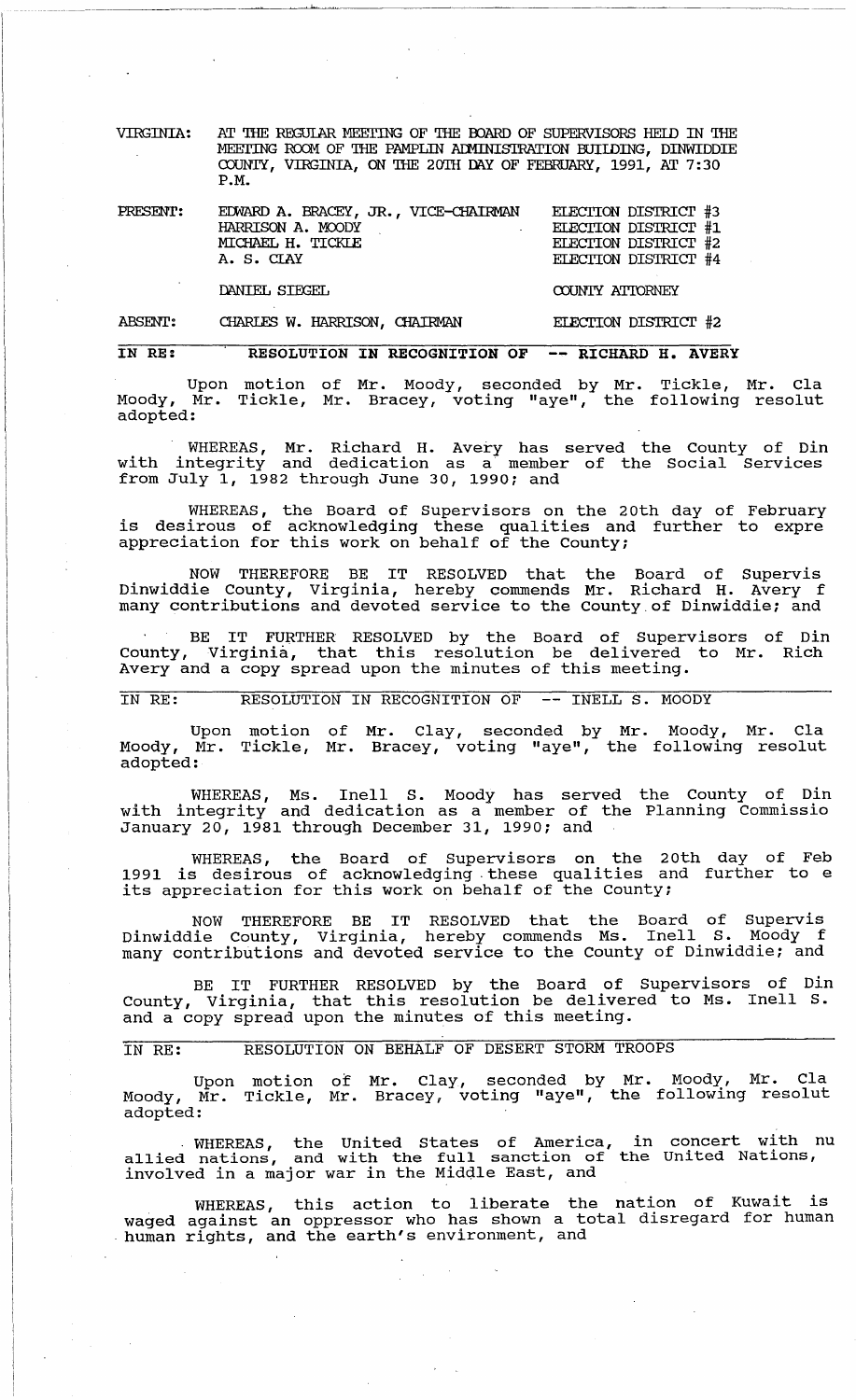VIRGINIA: AT THE REGULAR MEETING OF THE BOARD OF SUPERVISORS HELD IN THE MEETING ROOM OF THE PAMPLIN ADMINISTRATION BUILDING, DINWIDDIE COUNTY, VIRGINIA, ON THE 20TH DAY OF FEBRUARY, 1991, AT 7:30 P.M.

| | | |
|---|---|---|
| PRESENT: | EDWARD A. BRACEY, JR., VICE-CHAIRMAN | ELECTION DISTRICT #3 |
| | HARRISON A. MOODY | ELECTION DISTRICT #1 |
| | MICHAEL H. TICKLE | ELECTION DISTRICT #2 |
| | A. S. CLAY | ELECTION DISTRICT #4 |
| | DANIEL SIEGEL | COUNTY ATTORNEY |
| ABSENT: | CHARLES W. HARRISON, CHAIRMAN | ELECTION DISTRICT #2 |

**IN RE: RESOLUTION IN RECOGNITION OF -- RICHARD H. AVERY**

Upon motion of Mr. Moody, seconded by Mr. Tickle, Mr. Cla Moody, Mr. Tickle, Mr. Bracey, voting "aye", the following resolut adopted:

WHEREAS, Mr. Richard H. Avery has served the County of Din with integrity and dedication as a member of the Social Services from July 1, 1982 through June 30, 1990; and

WHEREAS, the Board of Supervisors on the 20th day of February is desirous of acknowledging these qualities and further to expre appreciation for this work on behalf of the County;

NOW THEREFORE BE IT RESOLVED that the Board of Supervis Dinwiddie County, Virginia, hereby commends Mr. Richard H. Avery f many contributions and devoted service to the County of Dinwiddie; and

BE IT FURTHER RESOLVED by the Board of Supervisors of Din County, Virginia, that this resolution be delivered to Mr. Rich Avery and a copy spread upon the minutes of this meeting.

IN RE: RESOLUTION IN RECOGNITION OF -- INELL S. MOODY

Upon motion of Mr. Clay, seconded by Mr. Moody, Mr. Cla Moody, Mr. Tickle, Mr. Bracey, voting "aye", the following resolut adopted:

WHEREAS, Ms. Inell S. Moody has served the County of Din with integrity and dedication as a member of the Planning Commissio January 20, 1981 through December 31, 1990; and

WHEREAS, the Board of Supervisors on the 20th day of Feb 1991 is desirous of acknowledging these qualities and further to e its appreciation for this work on behalf of the County;

NOW THEREFORE BE IT RESOLVED that the Board of Supervis Dinwiddie County, Virginia, hereby commends Ms. Inell S. Moody f many contributions and devoted service to the County of Dinwiddie; and

BE IT FURTHER RESOLVED by the Board of Supervisors of Din County, Virginia, that this resolution be delivered to Ms. Inell S. and a copy spread upon the minutes of this meeting.

IN RE: RESOLUTION ON BEHALF OF DESERT STORM TROOPS

Upon motion of Mr. Clay, seconded by Mr. Moody, Mr. Cla Moody, Mr. Tickle, Mr. Bracey, voting "aye", the following resolut adopted:

WHEREAS, the United States of America, in concert with nu allied nations, and with the full sanction of the United Nations, involved in a major war in the Middle East, and

WHEREAS, this action to liberate the nation of Kuwait is waged against an oppressor who has shown a total disregard for human human rights, and the earth's environment, and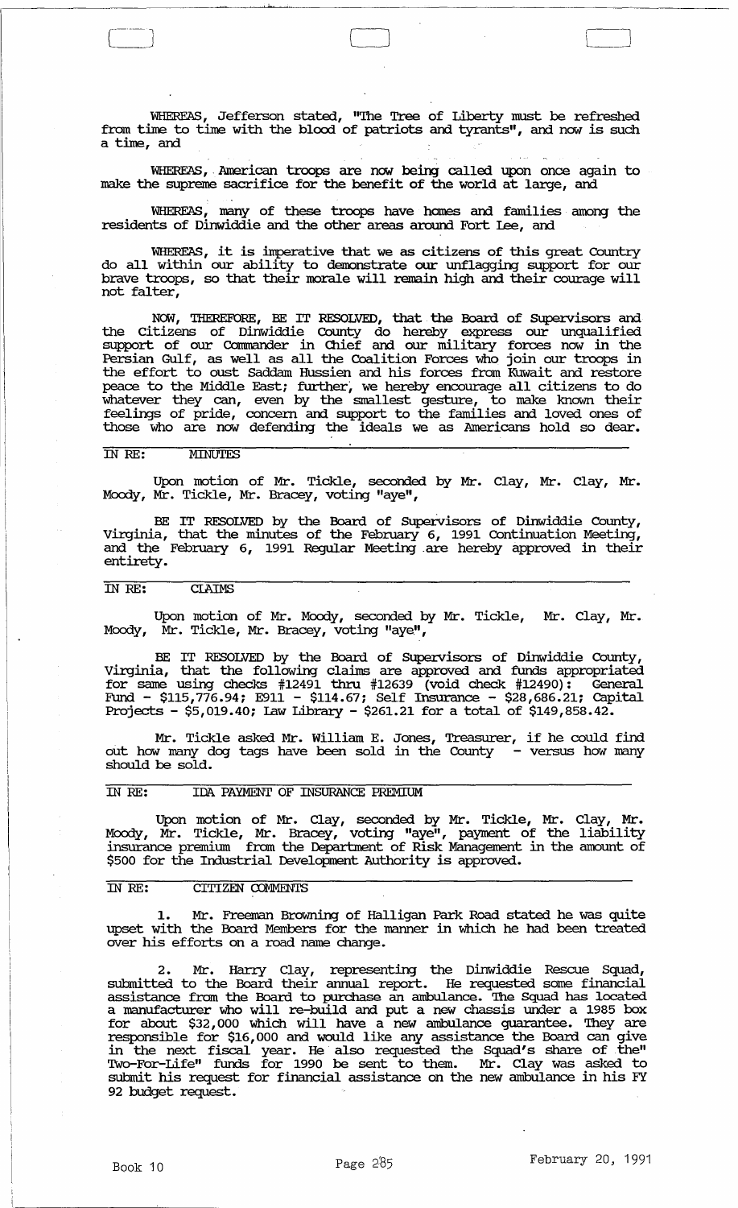WHEREAS, Jefferson stated, "The Tree of Liberty must be refreshed from time to time with the blood of patriots and tyrants", and now is such a time, and

WHEREAS, American troops are now being called upon once again to make the supreme sacrifice for the benefit of the world at large, and

WHEREAS, many of these troops have homes and families among the residents of Dinwiddie and the other areas around Fort Lee, and

WHEREAS, it is imperative that we as citizens of this great Country do all within our ability to demonstrate our unflagging support for our brave troops, so that their morale will remain high and their courage will not falter,

NOW, THEREFORE, BE IT RESOLVED, that the Board of Supervisors and the Citizens of Dinwiddie County do hereby express our unqualified support of our Commander in Chief and our military forces now in the Persian Gulf, as well as all the Coalition Forces who join our troops in the effort to oust Saddam Hussien and his forces from Kuwait and restore peace to the Middle East; further, we hereby encourage all citizens to do whatever they can, even by the smallest gesture, to make known their feelings of pride, concern and support to the families and loved ones of those who are now defending the ideals we as Americans hold so dear.

IN RE: MINUTES

Upon motion of Mr. Tickle, seconded by Mr. Clay, Mr. Clay, Mr. Moody, Mr. Tickle, Mr. Bracey, voting "aye",

BE IT RESOLVED by the Board of Supervisors of Dinwiddie County, Virginia, that the minutes of the February 6, 1991 Continuation Meeting, and the February 6, 1991 Regular Meeting are hereby approved in their entirety.

IN RE: CLAIMS

Upon motion of Mr. Moody, seconded by Mr. Tickle, Mr. Clay, Mr. Moody, Mr. Tickle, Mr. Bracey, voting "aye",

BE IT RESOLVED by the Board of Supervisors of Dinwiddie County, Virginia, that the following claims are approved and funds appropriated for same using checks #12491 thru #12639 (void check #12490): General Fund - $115,776.94; E911 - $114.67; Self Insurance - $28,686.21; Capital Projects - $5,019.40; Law Library - $261.21 for a total of $149,858.42.

Mr. Tickle asked Mr. William E. Jones, Treasurer, if he could find out how many dog tags have been sold in the County - versus how many should be sold.

IN RE: IDA PAYMENT OF INSURANCE PREMIUM

Upon motion of Mr. Clay, seconded by Mr. Tickle, Mr. Clay, Mr. Moody, Mr. Tickle, Mr. Bracey, voting "aye", payment of the liability insurance premium from the Department of Risk Management in the amount of $500 for the Industrial Development Authority is approved.

IN RE: CITIZEN COMMENTS

1. Mr. Freeman Browning of Halligan Park Road stated he was quite upset with the Board Members for the manner in which he had been treated over his efforts on a road name change.

2. Mr. Harry Clay, representing the Dinwiddie Rescue Squad, submitted to the Board their annual report. He requested some financial assistance from the Board to purchase an ambulance. The Squad has located a manufacturer who will re-build and put a new chassis under a 1985 box for about $32,000 which will have a new ambulance guarantee. They are responsible for $16,000 and would like any assistance the Board can give in the next fiscal year. He also requested the Squad's share of the "Two-For-Life" funds for 1990 be sent to them. Mr. Clay was asked to submit his request for financial assistance on the new ambulance in his FY 92 budget request.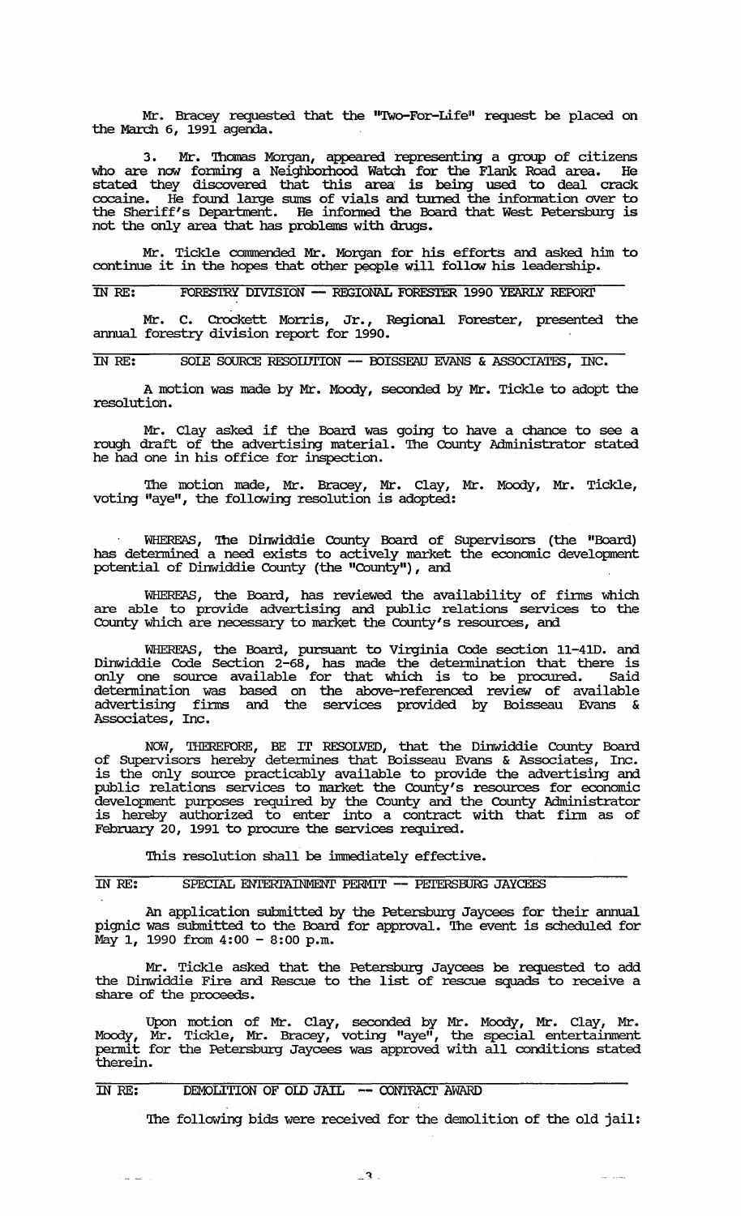Mr. Bracey requested that the "Two-For-Life" request be placed on the March 6, 1991 agenda.

3. Mr. Thomas Morgan, appeared representing a group of citizens who are now forming a Neighborhood Watch for the Flank Road area. He stated they discovered that this area is being used to deal crack cocaine. He found large sums of vials and turned the information over to the Sheriff's Department. He informed the Board that West Petersburg is not the only area that has problems with drugs.

Mr. Tickle commended Mr. Morgan for his efforts and asked him to continue it in the hopes that other people will follow his leadership.

IN RE: FORESTRY DIVISION -- REGIONAL FORESTER 1990 YEARLY REPORT

Mr. C. Crockett Morris, Jr., Regional Forester, presented the annual forestry division report for 1990.

IN RE: SOLE SOURCE RESOLUTION -- BOISSEAU EVANS & ASSOCIATES, INC.

A motion was made by Mr. Moody, seconded by Mr. Tickle to adopt the resolution.

Mr. Clay asked if the Board was going to have a chance to see a rough draft of the advertising material. The County Administrator stated he had one in his office for inspection.

The motion made, Mr. Bracey, Mr. Clay, Mr. Moody, Mr. Tickle, voting "aye", the following resolution is adopted:

WHEREAS, The Dinwiddie County Board of Supervisors (the "Board) has determined a need exists to actively market the economic development potential of Dinwiddie County (the "County"), and

WHEREAS, the Board, has reviewed the availability of firms which are able to provide advertising and public relations services to the County which are necessary to market the County's resources, and

WHEREAS, the Board, pursuant to Virginia Code section 11-41D. and Dinwiddie Code Section 2-68, has made the determination that there is only one source available for that which is to be procured. Said determination was based on the above-referenced review of available advertising firms and the services provided by Boisseau Evans & Associates, Inc.

NOW, THEREFORE, BE IT RESOLVED, that the Dinwiddie County Board of Supervisors hereby determines that Boisseau Evans & Associates, Inc. is the only source practicably available to provide the advertising and public relations services to market the County's resources for economic development purposes required by the County and the County Administrator is hereby authorized to enter into a contract with that firm as of February 20, 1991 to procure the services required.

This resolution shall be immediately effective.

IN RE: SPECIAL ENTERTAINMENT PERMIT -- PETERSBURG JAYCEES

An application submitted by the Petersburg Jaycees for their annual pignic was submitted to the Board for approval. The event is scheduled for May 1, 1990 from 4:00 - 8:00 p.m.

Mr. Tickle asked that the Petersburg Jaycees be requested to add the Dinwiddie Fire and Rescue to the list of rescue squads to receive a share of the proceeds.

Upon motion of Mr. Clay, seconded by Mr. Moody, Mr. Clay, Mr. Moody, Mr. Tickle, Mr. Bracey, voting "aye", the special entertainment permit for the Petersburg Jaycees was approved with all conditions stated therein.

IN RE: DEMOLITION OF OLD JAIL -- CONTRACT AWARD

The following bids were received for the demolition of the old jail: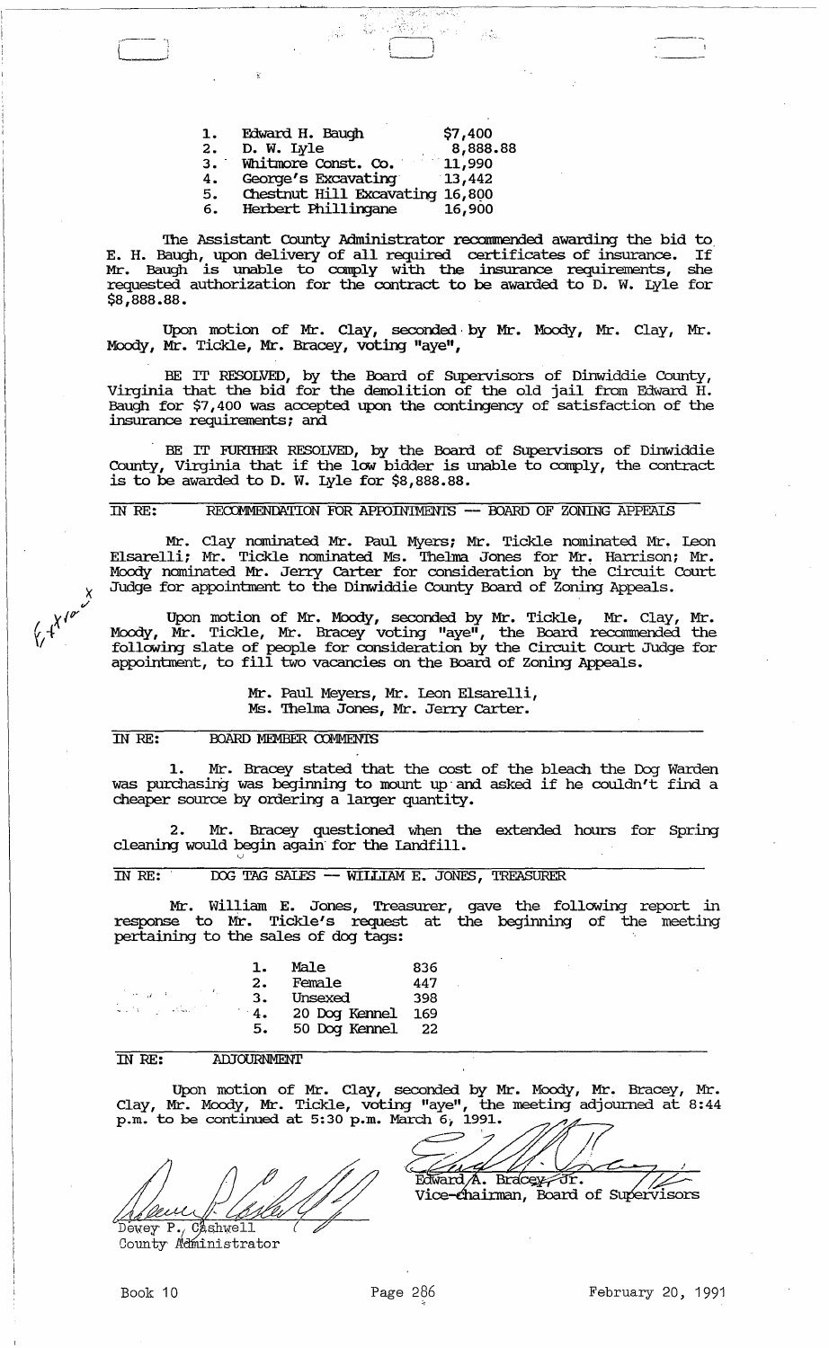| | | |
|---|---|---|
| 1. | Edward H. Baugh | $7,400 |
| 2. | D. W. Lyle | 8,888.88 |
| 3. | Whitmore Const. Co. | 11,990 |
| 4. | George's Excavating | 13,442 |
| 5. | Chestnut Hill Excavating | 16,800 |
| 6. | Herbert Phillingane | 16,900 |

The Assistant County Administrator recommended awarding the bid to E. H. Baugh, upon delivery of all required certificates of insurance. If Mr. Baugh is unable to comply with the insurance requirements, she requested authorization for the contract to be awarded to D. W. Lyle for $8,888.88.

Upon motion of Mr. Clay, seconded by Mr. Moody, Mr. Clay, Mr. Moody, Mr. Tickle, Mr. Bracey, voting "aye",

BE IT RESOLVED, by the Board of Supervisors of Dinwiddie County, Virginia that the bid for the demolition of the old jail from Edward H. Baugh for $7,400 was accepted upon the contingency of satisfaction of the insurance requirements; and

BE IT FURTHER RESOLVED, by the Board of Supervisors of Dinwiddie County, Virginia that if the low bidder is unable to comply, the contract is to be awarded to D. W. Lyle for $8,888.88.

## IN RE: RECOMMENDATION FOR APPOINTMENTS -- BOARD OF ZONING APPEALS

Mr. Clay nominated Mr. Paul Myers; Mr. Tickle nominated Mr. Leon Elsarelli; Mr. Tickle nominated Ms. Thelma Jones for Mr. Harrison; Mr. Moody nominated Mr. Jerry Carter for consideration by the Circuit Court Judge for appointment to the Dinwiddie County Board of Zoning Appeals.

Upon motion of Mr. Moody, seconded by Mr. Tickle, Mr. Clay, Mr. Moody, Mr. Tickle, Mr. Bracey voting "aye", the Board recommended the following slate of people for consideration by the Circuit Court Judge for appointment, to fill two vacancies on the Board of Zoning Appeals.

Mr. Paul Meyers, Mr. Leon Elsarelli,
Ms. Thelma Jones, Mr. Jerry Carter.

## IN RE: BOARD MEMBER COMMENTS

1. Mr. Bracey stated that the cost of the bleach the Dog Warden was purchasing was beginning to mount up and asked if he couldn't find a cheaper source by ordering a larger quantity.

2. Mr. Bracey questioned when the extended hours for Spring cleaning would begin again for the Landfill.

## IN RE: DOG TAG SALES -- WILLIAM E. JONES, TREASURER

Mr. William E. Jones, Treasurer, gave the following report in response to Mr. Tickle's request at the beginning of the meeting pertaining to the sales of dog tags:

| | | |
|---|---|---|
| 1. | Male | 836 |
| 2. | Female | 447 |
| 3. | Unsexed | 398 |
| 4. | 20 Dog Kennel | 169 |
| 5. | 50 Dog Kennel | 22 |

## IN RE: ADJOURNMENT

Upon motion of Mr. Clay, seconded by Mr. Moody, Mr. Bracey, Mr. Clay, Mr. Moody, Mr. Tickle, voting "aye", the meeting adjourned at 8:44 p.m. to be continued at 5:30 p.m. March 6, 1991.

Edward A. Bracey, Jr.
Vice-Chairman, Board of Supervisors

Dewey P. Cashwell
County Administrator

Book 10 Page 286 February 20, 1991